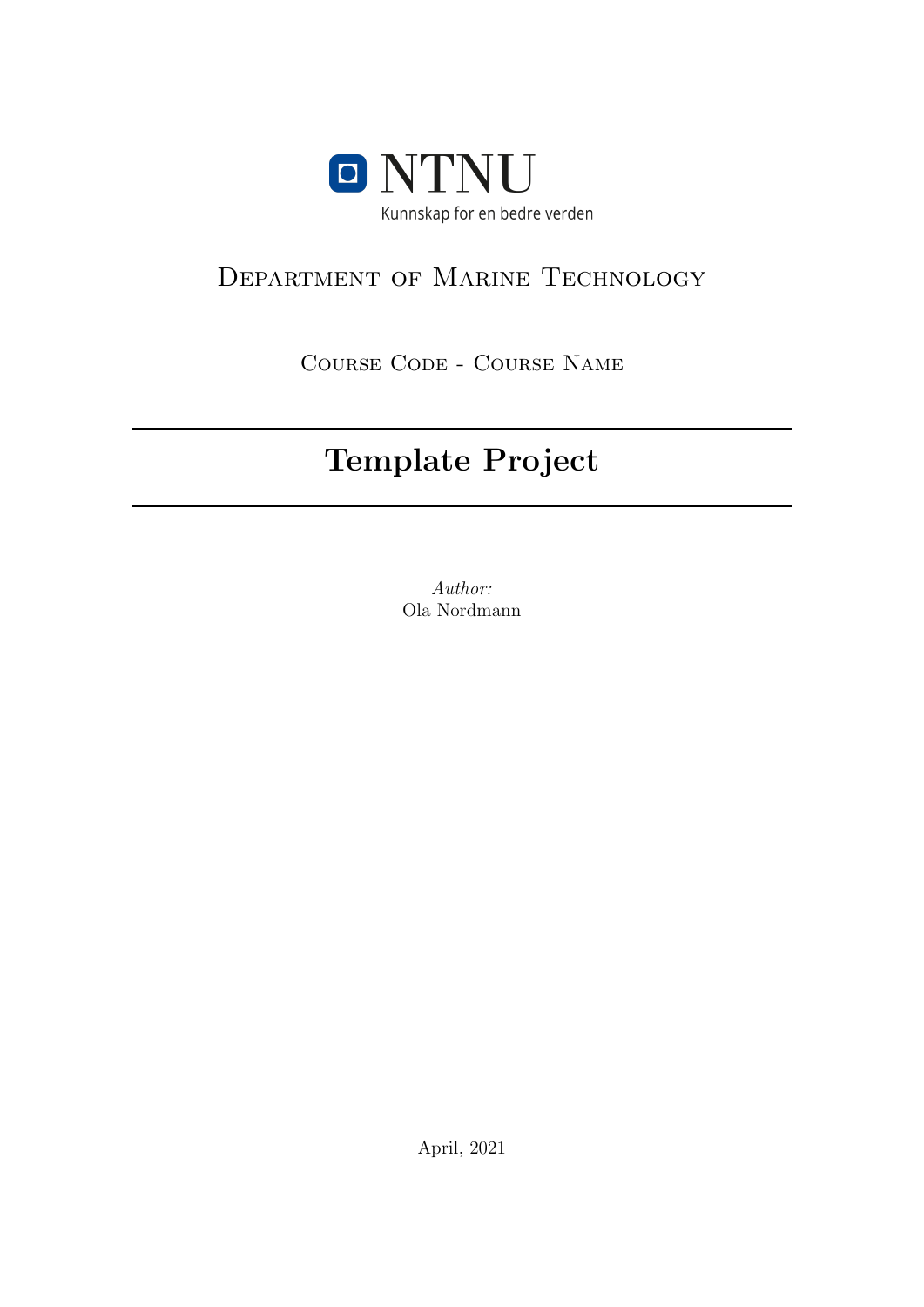NTNU

Kunnskap for en bedre verden

Department of Marine Technology

Course Code - Course Name

# Template Project

*Author:*
Ola Nordmann

April, 2021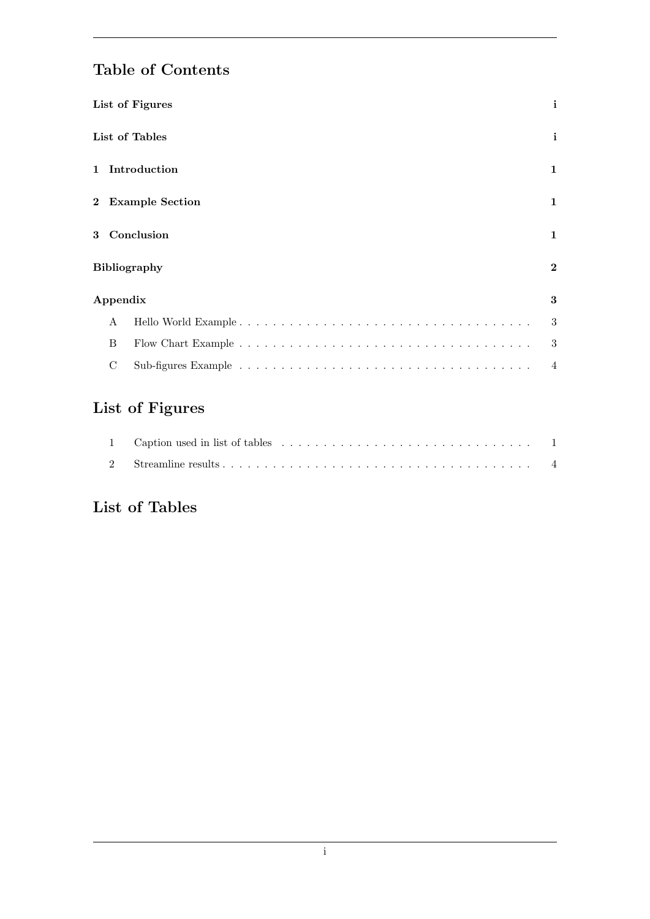# Table of Contents

**List of Figures** **i**

**List of Tables** **i**

**1 Introduction** **1**

**2 Example Section** **1**

**3 Conclusion** **1**

**Bibliography** **2**

**Appendix** **3**

- A Hello World Example . . . . . . . . . . . . . . . . . . . . . . . . . . . . . . . . . . . 3
- B Flow Chart Example . . . . . . . . . . . . . . . . . . . . . . . . . . . . . . . . . . . 3
- C Sub-figures Example . . . . . . . . . . . . . . . . . . . . . . . . . . . . . . . . . . . 4

# List of Figures

- 1 Caption used in list of tables . . . . . . . . . . . . . . . . . . . . . . . . . . . . . . 1
- 2 Streamline results . . . . . . . . . . . . . . . . . . . . . . . . . . . . . . . . . . . . . 4

# List of Tables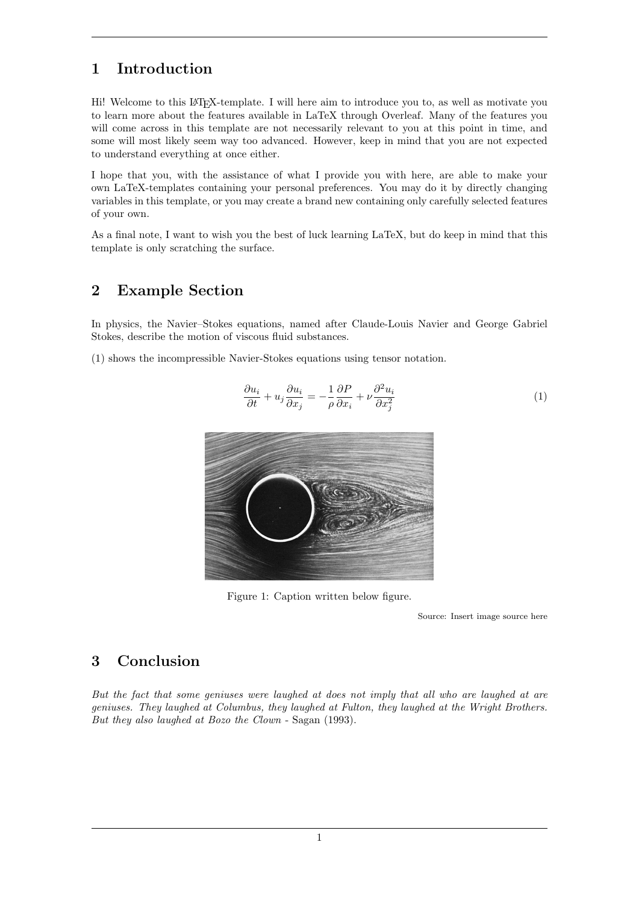# 1 Introduction

Hi! Welcome to this LaTeX-template. I will here aim to introduce you to, as well as motivate you to learn more about the features available in LaTeX through Overleaf. Many of the features you will come across in this template are not necessarily relevant to you at this point in time, and some will most likely seem way too advanced. However, keep in mind that you are not expected to understand everything at once either.

I hope that you, with the assistance of what I provide you with here, are able to make your own LaTeX-templates containing your personal preferences. You may do it by directly changing variables in this template, or you may create a brand new containing only carefully selected features of your own.

As a final note, I want to wish you the best of luck learning LaTeX, but do keep in mind that this template is only scratching the surface.

# 2 Example Section

In physics, the Navier–Stokes equations, named after Claude-Louis Navier and George Gabriel Stokes, describe the motion of viscous fluid substances.

(1) shows the incompressible Navier-Stokes equations using tensor notation.

$$\frac{\partial u_i}{\partial t} + u_j \frac{\partial u_i}{\partial x_j} = -\frac{1}{\rho}\frac{\partial P}{\partial x_i} + \nu \frac{\partial^2 u_i}{\partial x_j^2} \tag{1}$$

Figure 1: Caption written below figure.

Source: Insert image source here

# 3 Conclusion

*But the fact that some geniuses were laughed at does not imply that all who are laughed at are geniuses. They laughed at Columbus, they laughed at Fulton, they laughed at the Wright Brothers. But they also laughed at Bozo the Clown* - Sagan (1993).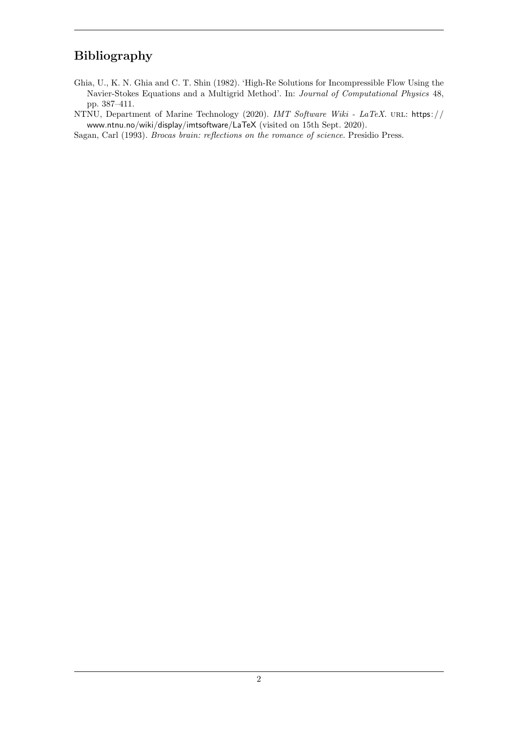## Bibliography

Ghia, U., K. N. Ghia and C. T. Shin (1982). 'High-Re Solutions for Incompressible Flow Using the Navier-Stokes Equations and a Multigrid Method'. In: *Journal of Computational Physics* 48, pp. 387–411.

NTNU, Department of Marine Technology (2020). *IMT Software Wiki - LaTeX*. URL: https://www.ntnu.no/wiki/display/imtsoftware/LaTeX (visited on 15th Sept. 2020).

Sagan, Carl (1993). *Brocas brain: reflections on the romance of science*. Presidio Press.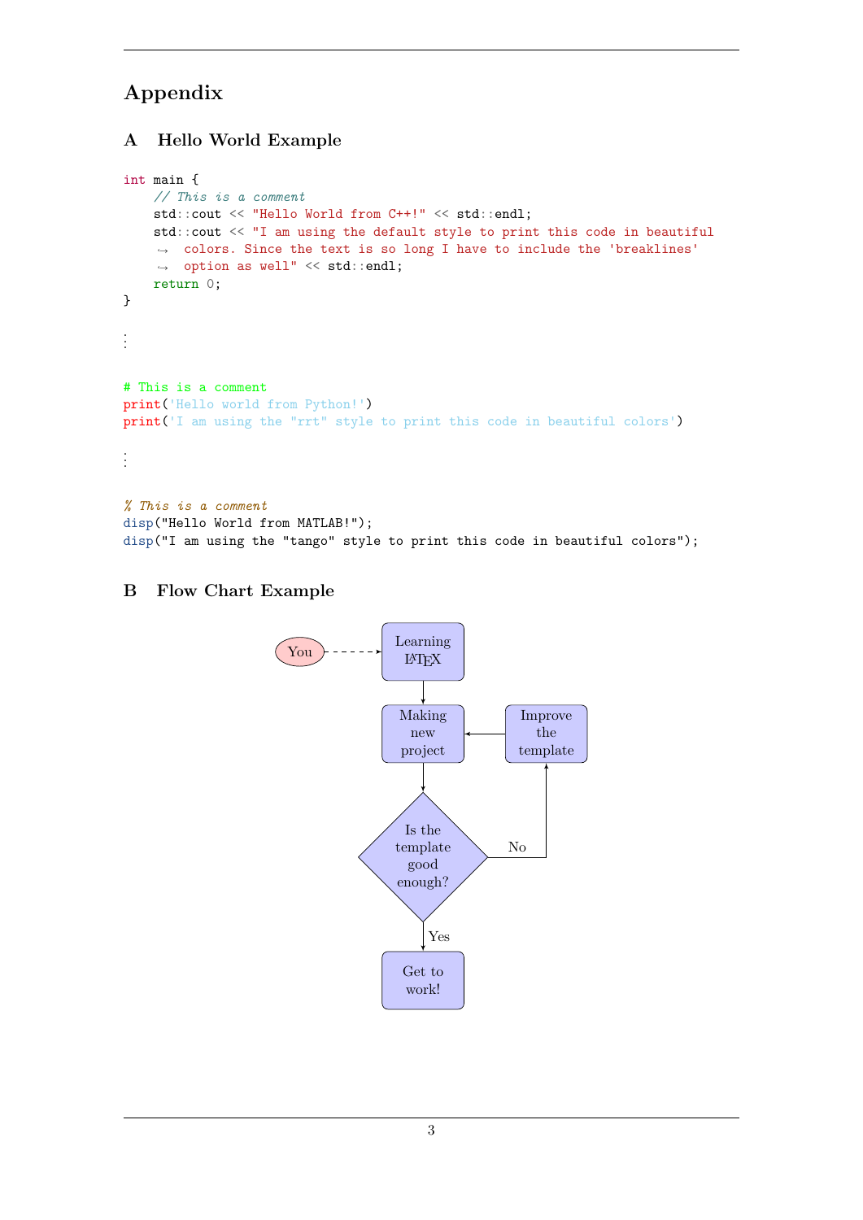# Appendix

## A Hello World Example

```cpp
int main {
    // This is a comment
    std::cout << "Hello World from C++!" << std::endl;
    std::cout << "I am using the default style to print this code in beautiful
    → colors. Since the text is so long I have to include the 'breaklines'
    → option as well" << std::endl;
    return 0;
}
```

⋮

```python
# This is a comment
print('Hello world from Python!')
print('I am using the "rrt" style to print this code in beautiful colors')
```

⋮

```matlab
% This is a comment
disp("Hello World from MATLAB!");
disp("I am using the "tango" style to print this code in beautiful colors");
```

## B Flow Chart Example

You → Learning LaTeX → Making new project → Is the template good enough?

- Yes → Get to work!
- No → Improve the template → Making new project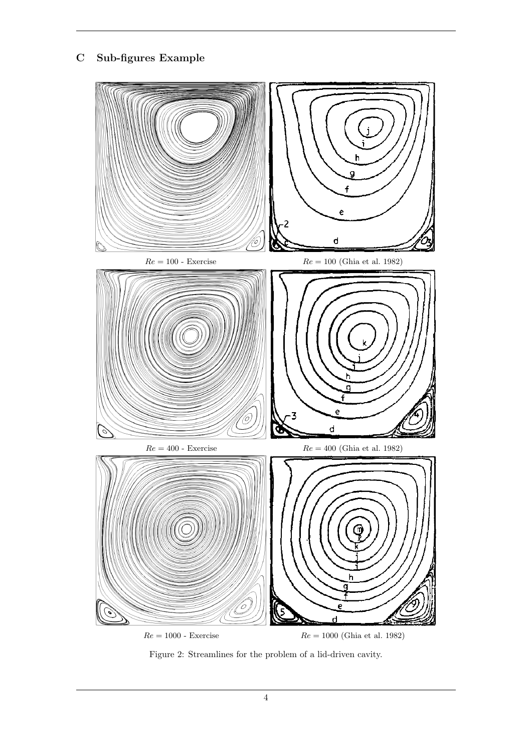## C Sub-figures Example

$Re = 100$ - Exercise

$Re = 100$ (Ghia et al. 1982)

$Re = 400$ - Exercise

$Re = 400$ (Ghia et al. 1982)

$Re = 1000$ - Exercise

$Re = 1000$ (Ghia et al. 1982)

Figure 2: Streamlines for the problem of a lid-driven cavity.